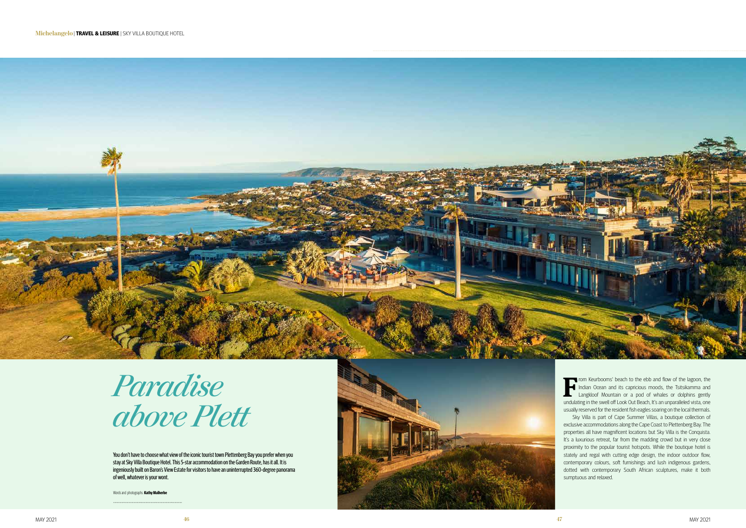# *Paradise above Plett*

**You don't have to choose what view of the iconic tourist town Plettenberg Bay you prefer when you stay at Sky Villa Boutique Hotel. This 5-star accommodation on the Garden Route, has it all. It is ingeniously built on Baron's View Estate for visitors to have an uninterrupted 360-degree panorama of well, whatever is your wont.**

Words and photographs **Kathy Malherbe**

From Keurbooms' beach to the ebb and flow of the lagoon, the Indian Ocean and its capricious moods, the Tsitsikamma and Langkloof Mountain or a pod of whales or dolphins gently undulating in the swell off Look Out Beach, it's an unparalleled vista, one usually reserved for the resident fish eagles soaring on the local thermals.

Sky Villa is part of Cape Summer Villas, a boutique collection of exclusive accommodations along the Cape Coast to Plettenberg Bay. The properties all have magnificent locations but Sky Villa is the Conquista. It's a luxurious retreat, far from the madding crowd but in very close proximity to the popular tourist hotspots. While the boutique hotel is stately and regal with cutting edge design, the indoor outdoor flow, contemporary colours, soft furnishings and lush indigenous gardens, dotted with contemporary South African sculptures, make it both sumptuous and relaxed.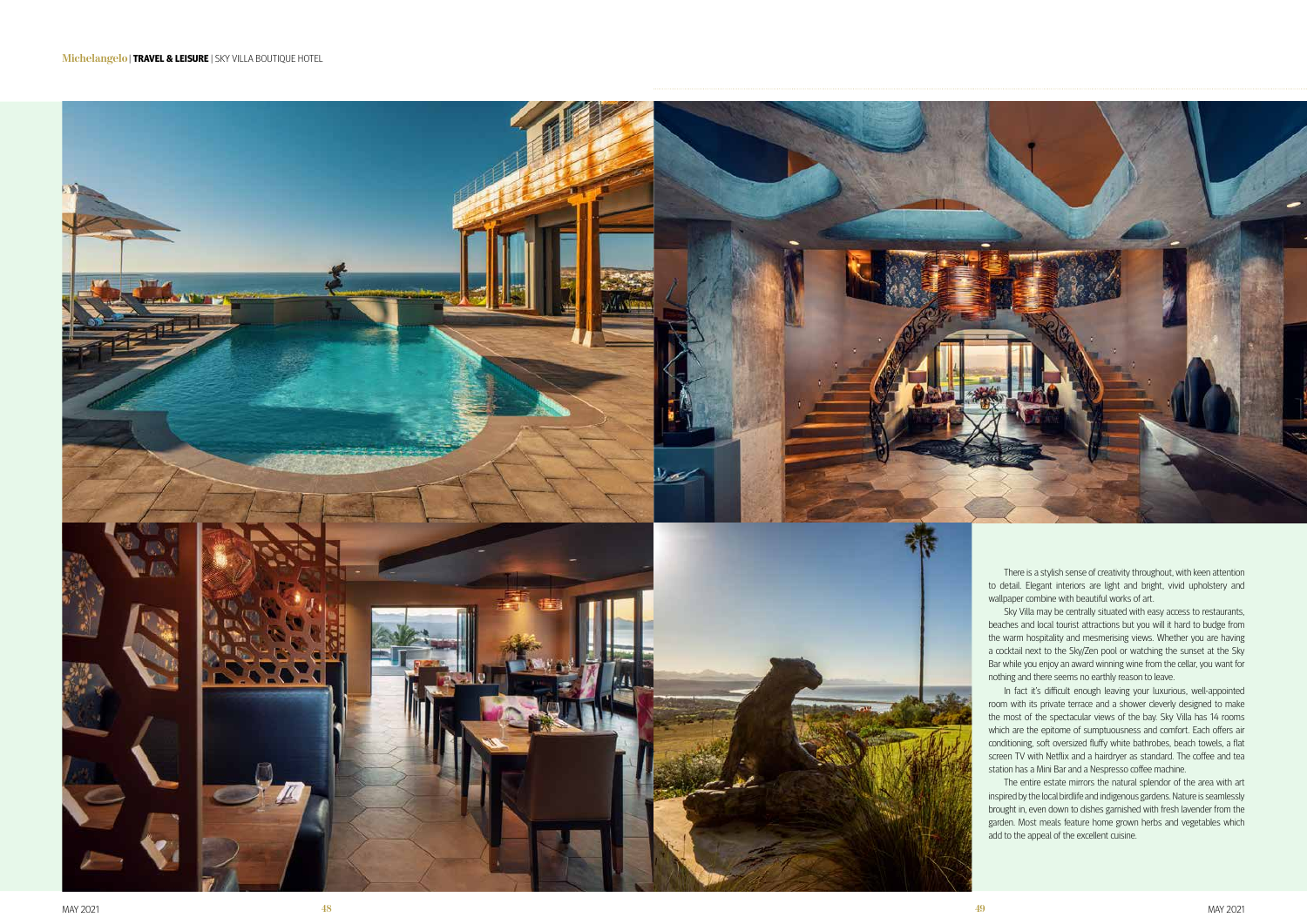There is a stylish sense of creativity throughout, with keen attention to detail. Elegant interiors are light and bright, vivid upholstery and wallpaper combine with beautiful works of art.

Sky Villa may be centrally situated with easy access to restaurants, beaches and local tourist attractions but you will it hard to budge from the warm hospitality and mesmerising views. Whether you are having a cocktail next to the Sky/Zen pool or watching the sunset at the Sky Bar while you enjoy an award winning wine from the cellar, you want for nothing and there seems no earthly reason to leave.

In fact it's difficult enough leaving your luxurious, well-appointed room with its private terrace and a shower cleverly designed to make the most of the spectacular views of the bay. Sky Villa has 14 rooms which are the epitome of sumptuousness and comfort. Each offers air conditioning, soft oversized fluffy white bathrobes, beach towels, a flat screen TV with Netflix and a hairdryer as standard. The coffee and tea station has a Mini Bar and a Nespresso coffee machine.

The entire estate mirrors the natural splendor of the area with art inspired by the local birdlife and indigenous gardens. Nature is seamlessly brought in, even down to dishes garnished with fresh lavender from the garden. Most meals feature home grown herbs and vegetables which add to the appeal of the excellent cuisine.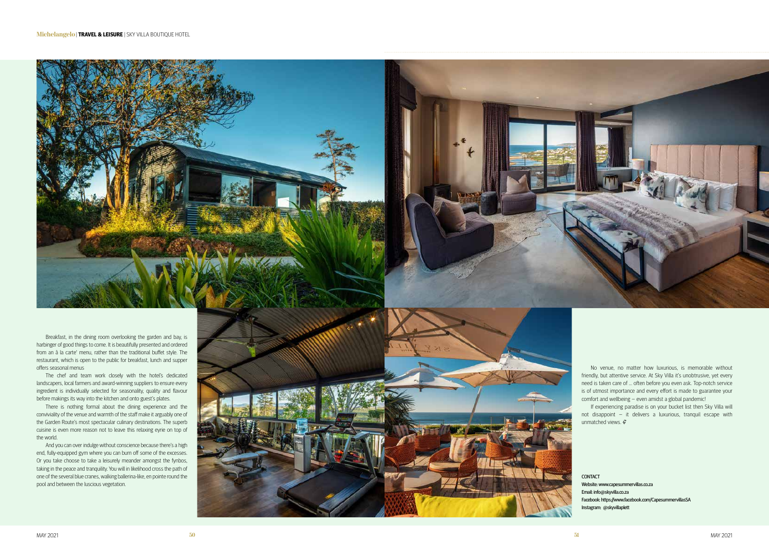Breakfast, in the dining room overlooking the garden and bay, is harbinger of good things to come. It is beautifully presented and ordered from an à la carte' menu, rather than the traditional buffet style. The restaurant, which is open to the public for breakfast, lunch and supper offers seasonal menus

The chef and team work closely with the hotel's dedicated landscapers, local farmers and award-winning suppliers to ensure every ingredient is individually selected for seasonality, quality and flavour before makings its way into the kitchen and onto guest's plates.

There is nothing formal about the dining experience and the conviviality of the venue and warmth of the staff make it arguably one of the Garden Route's most spectacular culinary destinations. The superb cuisine is even more reason not to leave this relaxing eyrie on top of the world.

And you can over indulge without conscience because there's a high end, fully-equipped gym where you can burn off some of the excesses. Or you take choose to take a leisurely meander amongst the fynbos, taking in the peace and tranquility. You will in likelihood cross the path of one of the several blue cranes, walking ballerina-like, en pointe round the pool and between the luscious vegetation.

No venue, no matter how luxurious, is memorable without friendly, but attentive service. At Sky Villa it's unobtrusive, yet every need is taken care of ... often before you even ask. Top-notch service is of utmost importance and every effort is made to guarantee your comfort and wellbeing – even amidst a global pandemic!

If experiencing paradise is on your bucket list then Sky Villa will not disappoint – it delivers a luxurious, tranquil escape with unmatched views.

CONTACT
Website: www.capesummervillas.co.za
Email: info@skyvilla.co.za
Facebook: https://www.facebook.com/CapesummervillasSA
Instagram: @skyvillaplett